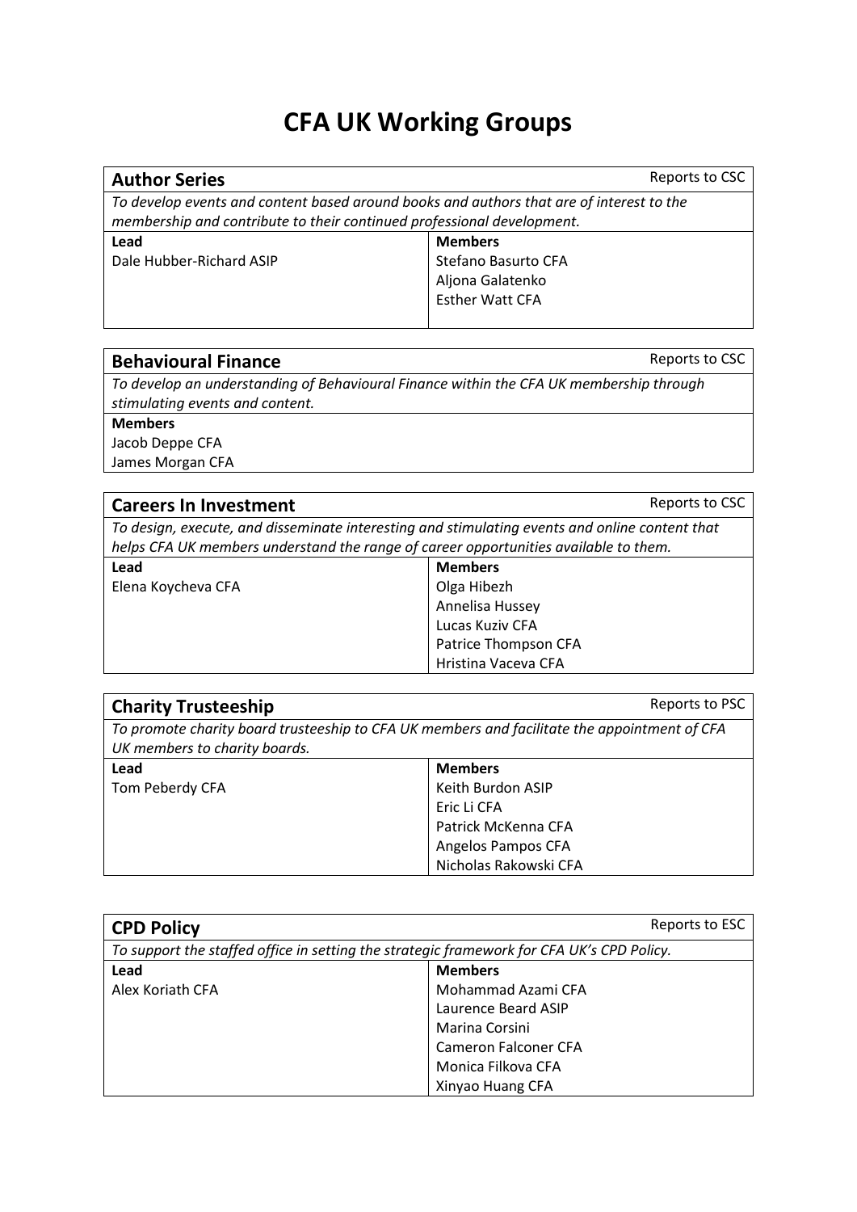# CFA UK Working Groups

## Author Series

Reports to CSC

*To develop events and content based around books and authors that are of interest to the membership and contribute to their continued professional development.*

| Lead | Members |
|---|---|
| Dale Hubber-Richard ASIP | Stefano Basurto CFA |
| | Aljona Galatenko |
| | Esther Watt CFA |

## Behavioural Finance

Reports to CSC

*To develop an understanding of Behavioural Finance within the CFA UK membership through stimulating events and content.*

**Members**

Jacob Deppe CFA
James Morgan CFA

## Careers In Investment

Reports to CSC

*To design, execute, and disseminate interesting and stimulating events and online content that helps CFA UK members understand the range of career opportunities available to them.*

| Lead | Members |
|---|---|
| Elena Koycheva CFA | Olga Hibezh |
| | Annelisa Hussey |
| | Lucas Kuziv CFA |
| | Patrice Thompson CFA |
| | Hristina Vaceva CFA |

## Charity Trusteeship

Reports to PSC

*To promote charity board trusteeship to CFA UK members and facilitate the appointment of CFA UK members to charity boards.*

| Lead | Members |
|---|---|
| Tom Peberdy CFA | Keith Burdon ASIP |
| | Eric Li CFA |
| | Patrick McKenna CFA |
| | Angelos Pampos CFA |
| | Nicholas Rakowski CFA |

## CPD Policy

Reports to ESC

*To support the staffed office in setting the strategic framework for CFA UK's CPD Policy.*

| Lead | Members |
|---|---|
| Alex Koriath CFA | Mohammad Azami CFA |
| | Laurence Beard ASIP |
| | Marina Corsini |
| | Cameron Falconer CFA |
| | Monica Filkova CFA |
| | Xinyao Huang CFA |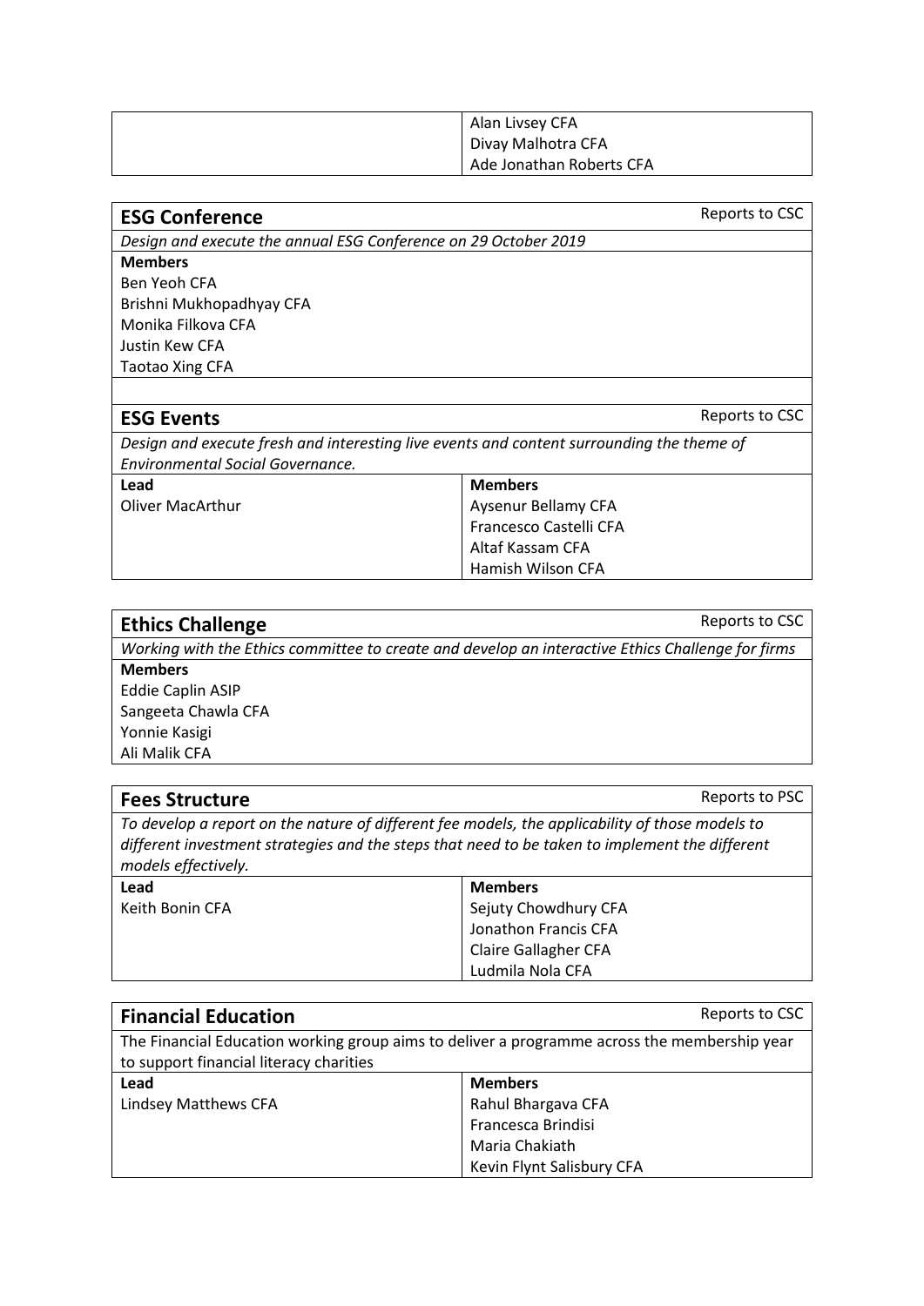| | |
|---|---|
| | Alan Livsey CFA<br>Divay Malhotra CFA<br>Ade Jonathan Roberts CFA |

## ESG Conference

Reports to CSC

*Design and execute the annual ESG Conference on 29 October 2019*

**Members**

Ben Yeoh CFA
Brishni Mukhopadhyay CFA
Monika Filkova CFA
Justin Kew CFA
Taotao Xing CFA

## ESG Events

Reports to CSC

*Design and execute fresh and interesting live events and content surrounding the theme of Environmental Social Governance.*

| **Lead** | **Members** |
|---|---|
| Oliver MacArthur | Aysenur Bellamy CFA<br>Francesco Castelli CFA<br>Altaf Kassam CFA<br>Hamish Wilson CFA |

## Ethics Challenge

Reports to CSC

*Working with the Ethics committee to create and develop an interactive Ethics Challenge for firms*

**Members**

Eddie Caplin ASIP
Sangeeta Chawla CFA
Yonnie Kasigi
Ali Malik CFA

## Fees Structure

Reports to PSC

*To develop a report on the nature of different fee models, the applicability of those models to different investment strategies and the steps that need to be taken to implement the different models effectively.*

| **Lead** | **Members** |
|---|---|
| Keith Bonin CFA | Sejuty Chowdhury CFA<br>Jonathon Francis CFA<br>Claire Gallagher CFA<br>Ludmila Nola CFA |

## Financial Education

Reports to CSC

The Financial Education working group aims to deliver a programme across the membership year to support financial literacy charities

| **Lead** | **Members** |
|---|---|
| Lindsey Matthews CFA | Rahul Bhargava CFA<br>Francesca Brindisi<br>Maria Chakiath<br>Kevin Flynt Salisbury CFA |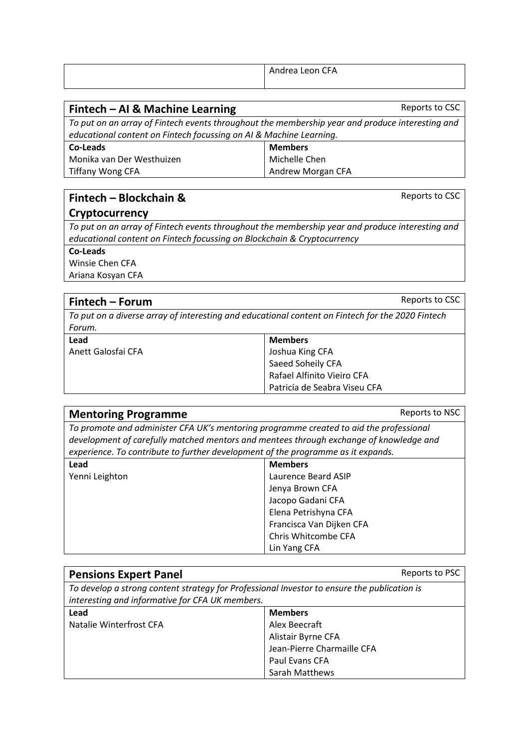| | Andrea Leon CFA |
|---|---|

## Fintech – AI & Machine Learning

Reports to CSC

*To put on an array of Fintech events throughout the membership year and produce interesting and educational content on Fintech focussing on AI & Machine Learning.*

| Co-Leads | Members |
|---|---|
| Monika van Der Westhuizen | Michelle Chen |
| Tiffany Wong CFA | Andrew Morgan CFA |

## Fintech – Blockchain & Cryptocurrency

Reports to CSC

*To put on an array of Fintech events throughout the membership year and produce interesting and educational content on Fintech focussing on Blockchain & Cryptocurrency*

**Co-Leads**

Winsie Chen CFA
Ariana Kosyan CFA

## Fintech – Forum

Reports to CSC

*To put on a diverse array of interesting and educational content on Fintech for the 2020 Fintech Forum.*

| Lead | Members |
|---|---|
| Anett Galosfai CFA | Joshua King CFA |
| | Saeed Soheily CFA |
| | Rafael Alfinito Vieiro CFA |
| | Patricía de Seabra Viseu CFA |

## Mentoring Programme

Reports to NSC

*To promote and administer CFA UK's mentoring programme created to aid the professional development of carefully matched mentors and mentees through exchange of knowledge and experience. To contribute to further development of the programme as it expands.*

| Lead | Members |
|---|---|
| Yenni Leighton | Laurence Beard ASIP |
| | Jenya Brown CFA |
| | Jacopo Gadani CFA |
| | Elena Petrishyna CFA |
| | Francisca Van Dijken CFA |
| | Chris Whitcombe CFA |
| | Lin Yang CFA |

## Pensions Expert Panel

Reports to PSC

*To develop a strong content strategy for Professional Investor to ensure the publication is interesting and informative for CFA UK members.*

| Lead | Members |
|---|---|
| Natalie Winterfrost CFA | Alex Beecraft |
| | Alistair Byrne CFA |
| | Jean-Pierre Charmaille CFA |
| | Paul Evans CFA |
| | Sarah Matthews |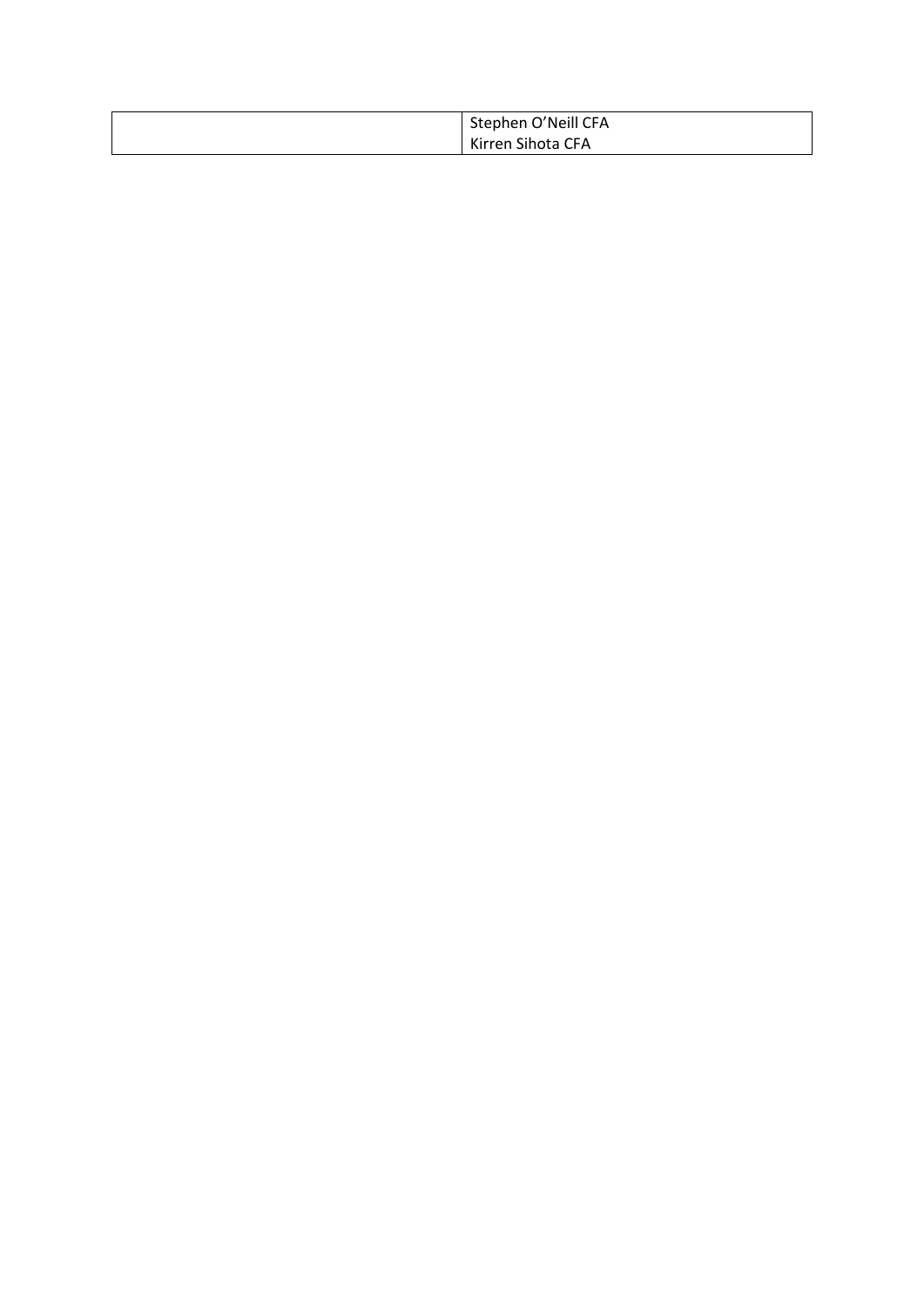| | |
|---|---|
| | Stephen O'Neill CFA<br>Kirren Sihota CFA |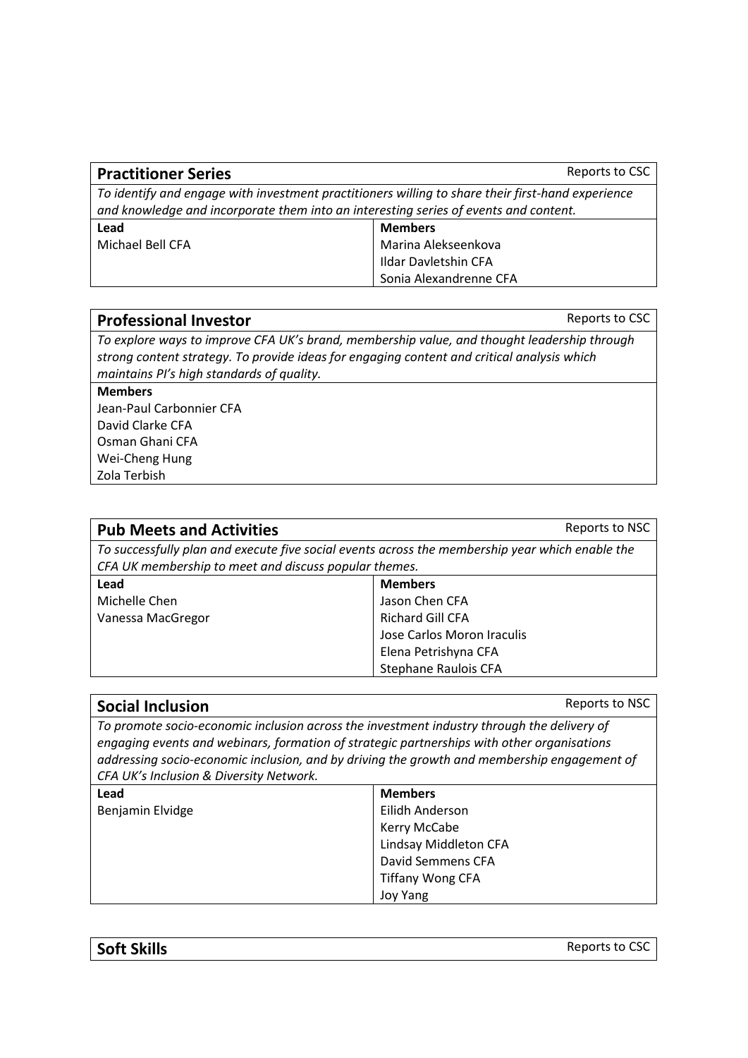## Practitioner Series

Reports to CSC

*To identify and engage with investment practitioners willing to share their first-hand experience and knowledge and incorporate them into an interesting series of events and content.*

| Lead | Members |
| --- | --- |
| Michael Bell CFA | Marina Alekseenkova |
| | Ildar Davletshin CFA |
| | Sonia Alexandrenne CFA |

## Professional Investor

Reports to CSC

*To explore ways to improve CFA UK's brand, membership value, and thought leadership through strong content strategy. To provide ideas for engaging content and critical analysis which maintains PI's high standards of quality.*

**Members**

Jean-Paul Carbonnier CFA
David Clarke CFA
Osman Ghani CFA
Wei-Cheng Hung
Zola Terbish

## Pub Meets and Activities

Reports to NSC

*To successfully plan and execute five social events across the membership year which enable the CFA UK membership to meet and discuss popular themes.*

| Lead | Members |
| --- | --- |
| Michelle Chen | Jason Chen CFA |
| Vanessa MacGregor | Richard Gill CFA |
| | Jose Carlos Moron Iraculis |
| | Elena Petrishyna CFA |
| | Stephane Raulois CFA |

## Social Inclusion

Reports to NSC

*To promote socio-economic inclusion across the investment industry through the delivery of engaging events and webinars, formation of strategic partnerships with other organisations addressing socio-economic inclusion, and by driving the growth and membership engagement of CFA UK's Inclusion & Diversity Network.*

| Lead | Members |
| --- | --- |
| Benjamin Elvidge | Eilidh Anderson |
| | Kerry McCabe |
| | Lindsay Middleton CFA |
| | David Semmens CFA |
| | Tiffany Wong CFA |
| | Joy Yang |

## Soft Skills

Reports to CSC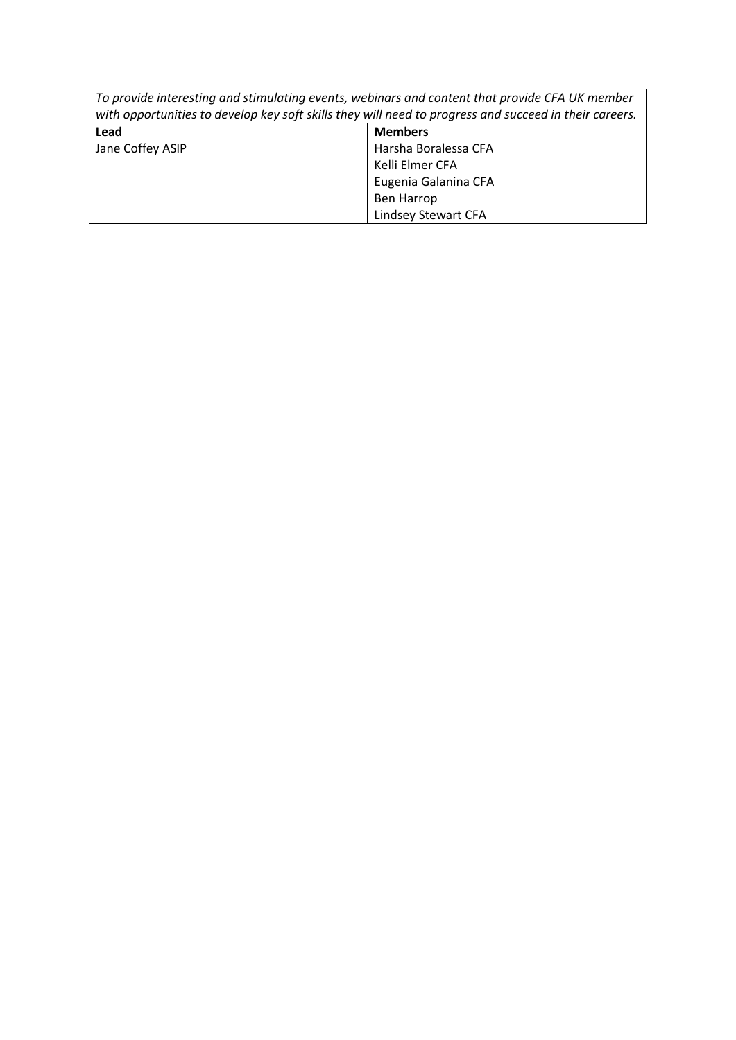| *To provide interesting and stimulating events, webinars and content that provide CFA UK member with opportunities to develop key soft skills they will need to progress and succeed in their careers.* | |
|---|---|
| **Lead** | **Members** |
| Jane Coffey ASIP | Harsha Boralessa CFA |
| | Kelli Elmer CFA |
| | Eugenia Galanina CFA |
| | Ben Harrop |
| | Lindsey Stewart CFA |